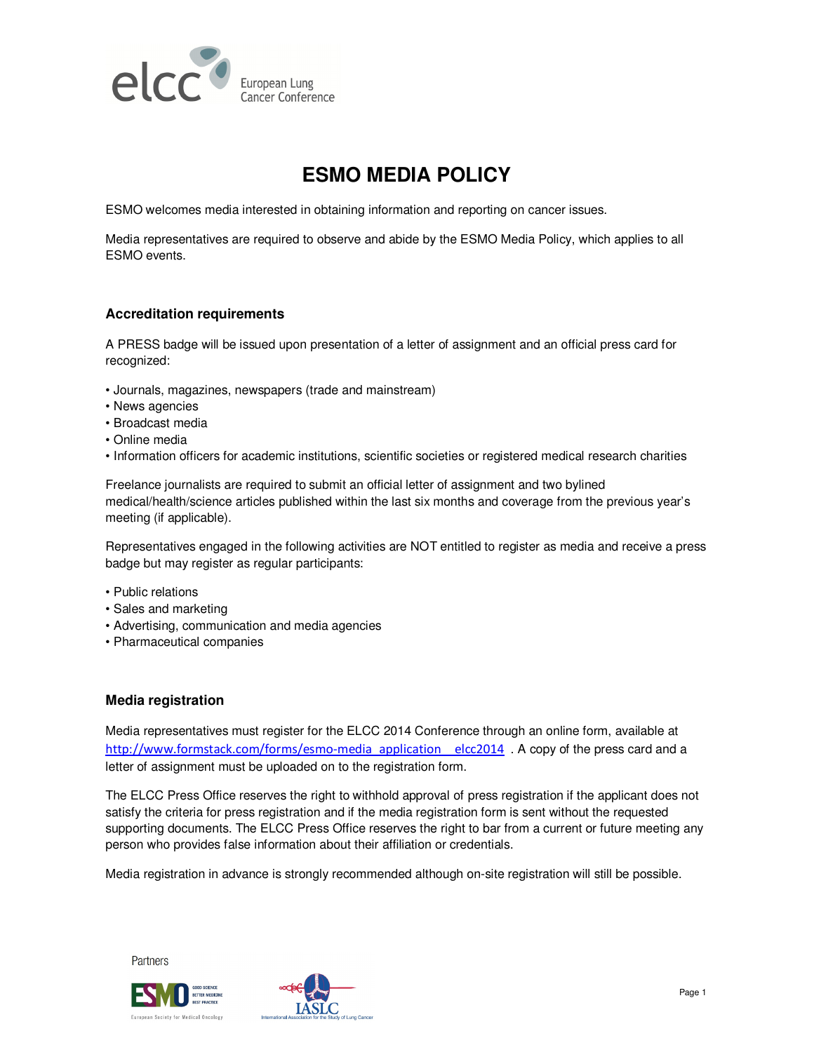# ESMO MEDIA POLICY

ESMO welcomes media interested in obtaining information and reporting on cancer issues.

Media representatives are required to observe and abide by the ESMO Media Policy, which applies to all ESMO events.

## Accreditation requirements

A PRESS badge will be issued upon presentation of a letter of assignment and an official press card for recognized:

- Journals, magazines, newspapers (trade and mainstream)
- News agencies
- Broadcast media
- Online media
- Information officers for academic institutions, scientific societies or registered medical research charities

Freelance journalists are required to submit an official letter of assignment and two bylined medical/health/science articles published within the last six months and coverage from the previous year's meeting (if applicable).

Representatives engaged in the following activities are NOT entitled to register as media and receive a press badge but may register as regular participants:

- Public relations
- Sales and marketing
- Advertising, communication and media agencies
- Pharmaceutical companies

## Media registration

Media representatives must register for the ELCC 2014 Conference through an online form, available at http://www.formstack.com/forms/esmo-media_application__elcc2014 . A copy of the press card and a letter of assignment must be uploaded on to the registration form.

The ELCC Press Office reserves the right to withhold approval of press registration if the applicant does not satisfy the criteria for press registration and if the media registration form is sent without the requested supporting documents. The ELCC Press Office reserves the right to bar from a current or future meeting any person who provides false information about their affiliation or credentials.

Media registration in advance is strongly recommended although on-site registration will still be possible.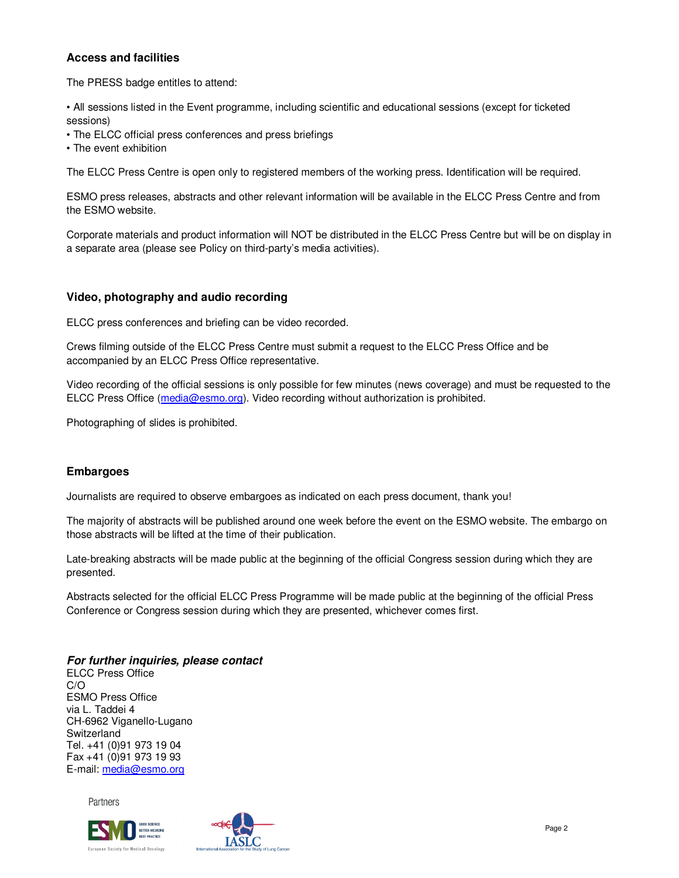### Access and facilities

The PRESS badge entitles to attend:

- All sessions listed in the Event programme, including scientific and educational sessions (except for ticketed sessions)
- The ELCC official press conferences and press briefings
- The event exhibition

The ELCC Press Centre is open only to registered members of the working press. Identification will be required.

ESMO press releases, abstracts and other relevant information will be available in the ELCC Press Centre and from the ESMO website.

Corporate materials and product information will NOT be distributed in the ELCC Press Centre but will be on display in a separate area (please see Policy on third-party's media activities).

### Video, photography and audio recording

ELCC press conferences and briefing can be video recorded.

Crews filming outside of the ELCC Press Centre must submit a request to the ELCC Press Office and be accompanied by an ELCC Press Office representative.

Video recording of the official sessions is only possible for few minutes (news coverage) and must be requested to the ELCC Press Office (media@esmo.org). Video recording without authorization is prohibited.

Photographing of slides is prohibited.

### Embargoes

Journalists are required to observe embargoes as indicated on each press document, thank you!

The majority of abstracts will be published around one week before the event on the ESMO website. The embargo on those abstracts will be lifted at the time of their publication.

Late-breaking abstracts will be made public at the beginning of the official Congress session during which they are presented.

Abstracts selected for the official ELCC Press Programme will be made public at the beginning of the official Press Conference or Congress session during which they are presented, whichever comes first.

***For further inquiries, please contact***

ELCC Press Office
C/O
ESMO Press Office
via L. Taddei 4
CH-6962 Viganello-Lugano
Switzerland
Tel. +41 (0)91 973 19 04
Fax +41 (0)91 973 19 93
E-mail: media@esmo.org

Partners

ESMO GOOD SCIENCE BETTER MEDICINE BEST PRACTICE
European Society for Medical Oncology

IASLC
International Association for the Study of Lung Cancer